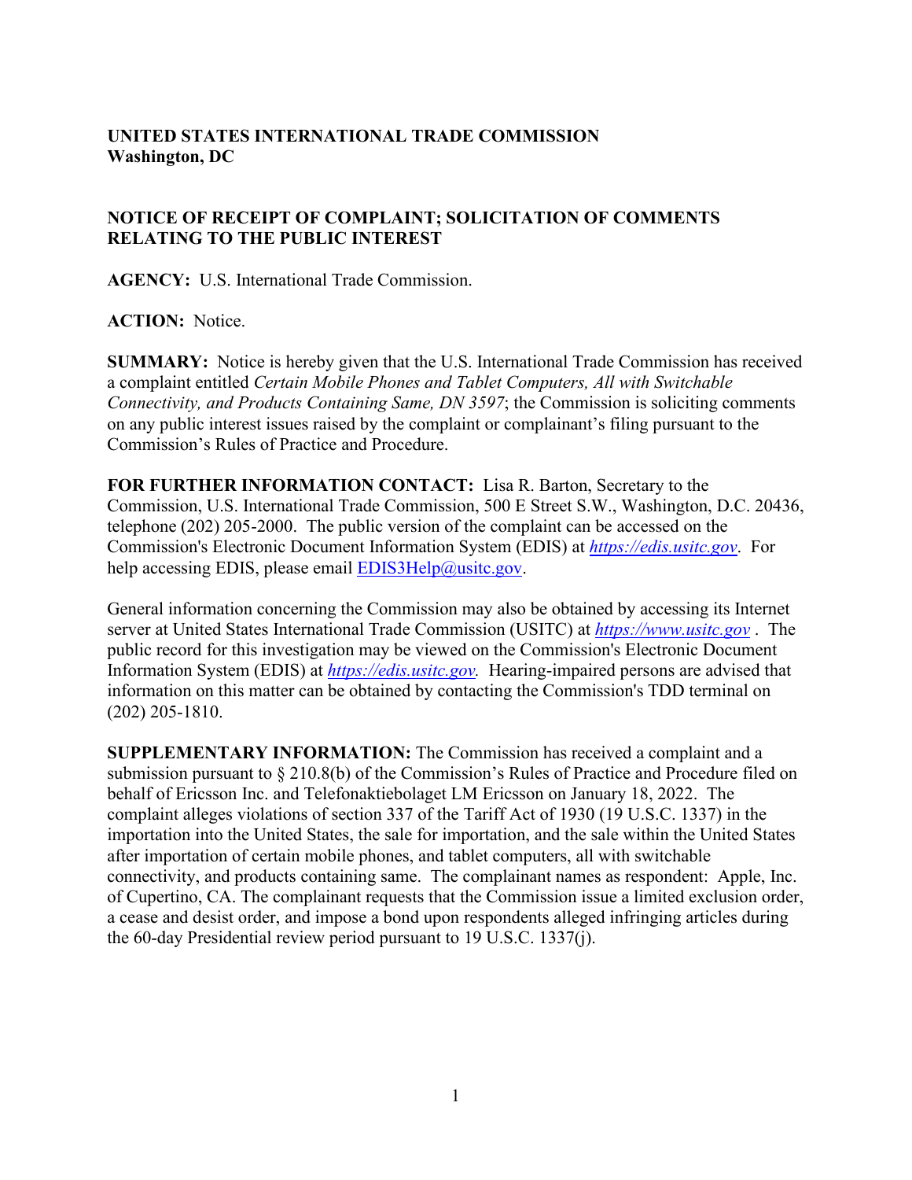**UNITED STATES INTERNATIONAL TRADE COMMISSION**
**Washington, DC**

**NOTICE OF RECEIPT OF COMPLAINT; SOLICITATION OF COMMENTS RELATING TO THE PUBLIC INTEREST**

**AGENCY:** U.S. International Trade Commission.

**ACTION:** Notice.

**SUMMARY:** Notice is hereby given that the U.S. International Trade Commission has received a complaint entitled *Certain Mobile Phones and Tablet Computers, All with Switchable Connectivity, and Products Containing Same, DN 3597*; the Commission is soliciting comments on any public interest issues raised by the complaint or complainant's filing pursuant to the Commission's Rules of Practice and Procedure.

**FOR FURTHER INFORMATION CONTACT:** Lisa R. Barton, Secretary to the Commission, U.S. International Trade Commission, 500 E Street S.W., Washington, D.C. 20436, telephone (202) 205-2000. The public version of the complaint can be accessed on the Commission's Electronic Document Information System (EDIS) at *https://edis.usitc.gov*. For help accessing EDIS, please email EDIS3Help@usitc.gov.

General information concerning the Commission may also be obtained by accessing its Internet server at United States International Trade Commission (USITC) at *https://www.usitc.gov* . The public record for this investigation may be viewed on the Commission's Electronic Document Information System (EDIS) at *https://edis.usitc.gov.* Hearing-impaired persons are advised that information on this matter can be obtained by contacting the Commission's TDD terminal on (202) 205-1810.

**SUPPLEMENTARY INFORMATION:** The Commission has received a complaint and a submission pursuant to § 210.8(b) of the Commission's Rules of Practice and Procedure filed on behalf of Ericsson Inc. and Telefonaktiebolaget LM Ericsson on January 18, 2022. The complaint alleges violations of section 337 of the Tariff Act of 1930 (19 U.S.C. 1337) in the importation into the United States, the sale for importation, and the sale within the United States after importation of certain mobile phones, and tablet computers, all with switchable connectivity, and products containing same. The complainant names as respondent: Apple, Inc. of Cupertino, CA. The complainant requests that the Commission issue a limited exclusion order, a cease and desist order, and impose a bond upon respondents alleged infringing articles during the 60-day Presidential review period pursuant to 19 U.S.C. 1337(j).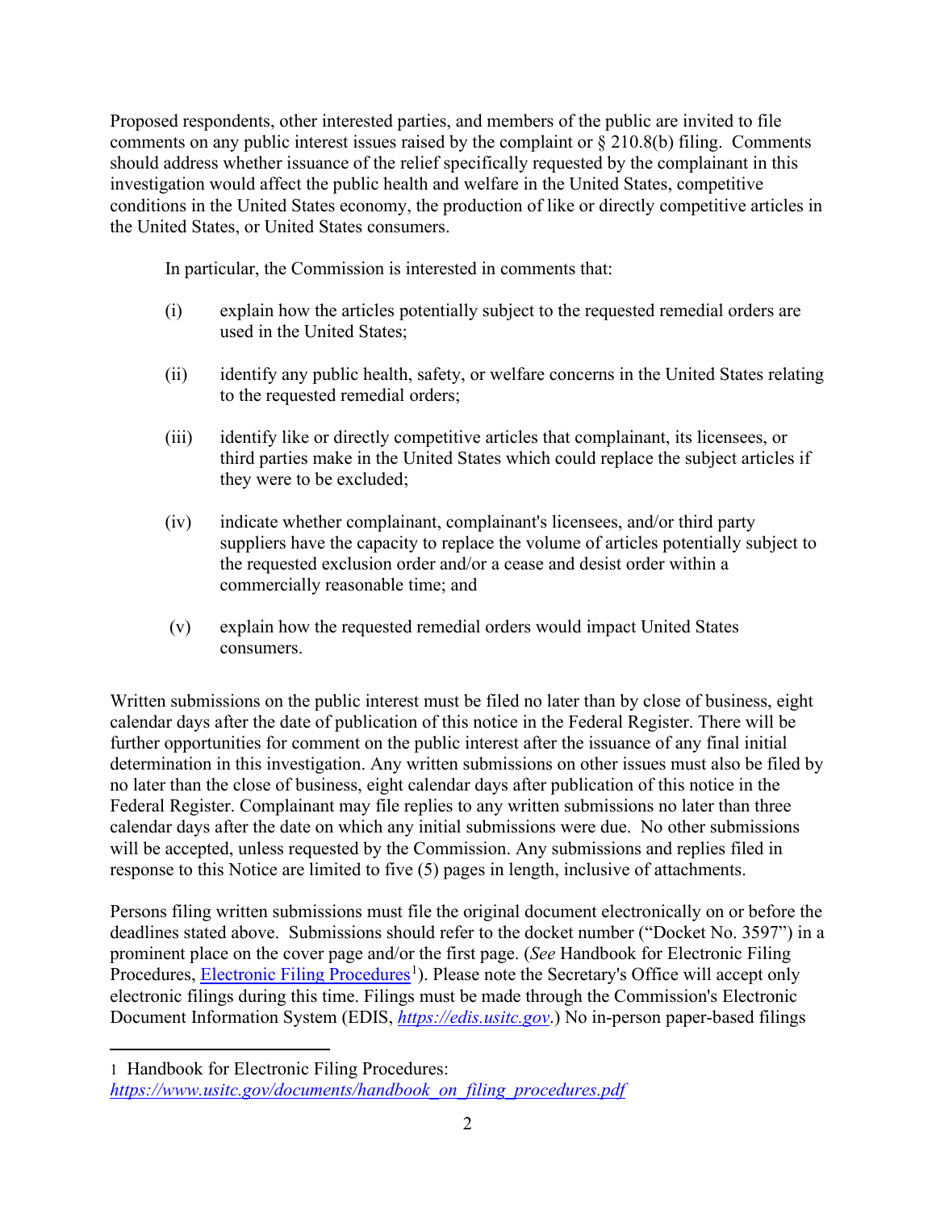Proposed respondents, other interested parties, and members of the public are invited to file comments on any public interest issues raised by the complaint or § 210.8(b) filing. Comments should address whether issuance of the relief specifically requested by the complainant in this investigation would affect the public health and welfare in the United States, competitive conditions in the United States economy, the production of like or directly competitive articles in the United States, or United States consumers.

In particular, the Commission is interested in comments that:

(i) explain how the articles potentially subject to the requested remedial orders are used in the United States;

(ii) identify any public health, safety, or welfare concerns in the United States relating to the requested remedial orders;

(iii) identify like or directly competitive articles that complainant, its licensees, or third parties make in the United States which could replace the subject articles if they were to be excluded;

(iv) indicate whether complainant, complainant's licensees, and/or third party suppliers have the capacity to replace the volume of articles potentially subject to the requested exclusion order and/or a cease and desist order within a commercially reasonable time; and

(v) explain how the requested remedial orders would impact United States consumers.

Written submissions on the public interest must be filed no later than by close of business, eight calendar days after the date of publication of this notice in the Federal Register. There will be further opportunities for comment on the public interest after the issuance of any final initial determination in this investigation. Any written submissions on other issues must also be filed by no later than the close of business, eight calendar days after publication of this notice in the Federal Register. Complainant may file replies to any written submissions no later than three calendar days after the date on which any initial submissions were due. No other submissions will be accepted, unless requested by the Commission. Any submissions and replies filed in response to this Notice are limited to five (5) pages in length, inclusive of attachments.

Persons filing written submissions must file the original document electronically on or before the deadlines stated above. Submissions should refer to the docket number ("Docket No. 3597") in a prominent place on the cover page and/or the first page. (*See* Handbook for Electronic Filing Procedures, Electronic Filing Procedures[1]). Please note the Secretary's Office will accept only electronic filings during this time. Filings must be made through the Commission's Electronic Document Information System (EDIS, *https://edis.usitc.gov*.) No in-person paper-based filings

---

1 Handbook for Electronic Filing Procedures: *https://www.usitc.gov/documents/handbook_on_filing_procedures.pdf*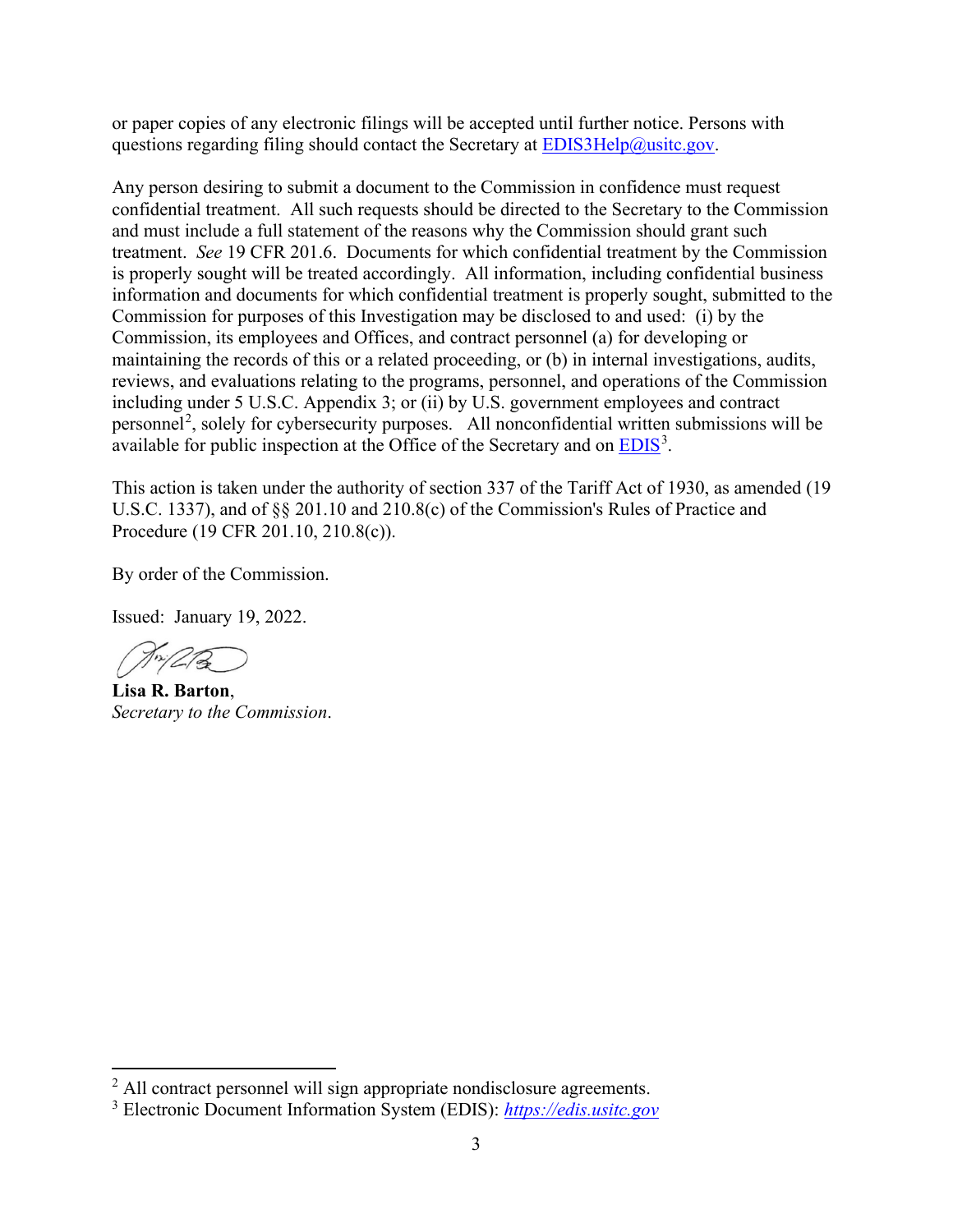or paper copies of any electronic filings will be accepted until further notice. Persons with questions regarding filing should contact the Secretary at EDIS3Help@usitc.gov.

Any person desiring to submit a document to the Commission in confidence must request confidential treatment. All such requests should be directed to the Secretary to the Commission and must include a full statement of the reasons why the Commission should grant such treatment. *See* 19 CFR 201.6. Documents for which confidential treatment by the Commission is properly sought will be treated accordingly. All information, including confidential business information and documents for which confidential treatment is properly sought, submitted to the Commission for purposes of this Investigation may be disclosed to and used: (i) by the Commission, its employees and Offices, and contract personnel (a) for developing or maintaining the records of this or a related proceeding, or (b) in internal investigations, audits, reviews, and evaluations relating to the programs, personnel, and operations of the Commission including under 5 U.S.C. Appendix 3; or (ii) by U.S. government employees and contract personnel[2], solely for cybersecurity purposes. All nonconfidential written submissions will be available for public inspection at the Office of the Secretary and on EDIS[3].

This action is taken under the authority of section 337 of the Tariff Act of 1930, as amended (19 U.S.C. 1337), and of §§ 201.10 and 210.8(c) of the Commission's Rules of Practice and Procedure (19 CFR 201.10, 210.8(c)).

By order of the Commission.

Issued: January 19, 2022.

**Lisa R. Barton**,
*Secretary to the Commission*.

[2] All contract personnel will sign appropriate nondisclosure agreements.

[3] Electronic Document Information System (EDIS): *https://edis.usitc.gov*